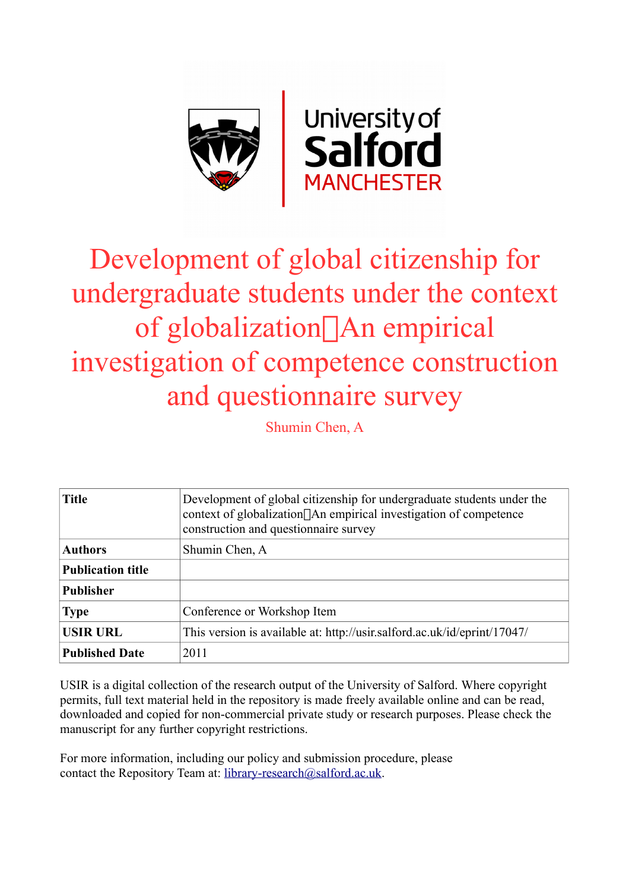# Development of global citizenship for undergraduate students under the context of globalization：An empirical investigation of competence construction and questionnaire survey

Shumin Chen, A

| **Title** | Development of global citizenship for undergraduate students under the context of globalization：An empirical investigation of competence construction and questionnaire survey |
|---|---|
| **Authors** | Shumin Chen, A |
| **Publication title** | |
| **Publisher** | |
| **Type** | Conference or Workshop Item |
| **USIR URL** | This version is available at: http://usir.salford.ac.uk/id/eprint/17047/ |
| **Published Date** | 2011 |

USIR is a digital collection of the research output of the University of Salford. Where copyright permits, full text material held in the repository is made freely available online and can be read, downloaded and copied for non-commercial private study or research purposes. Please check the manuscript for any further copyright restrictions.

For more information, including our policy and submission procedure, please contact the Repository Team at: library-research@salford.ac.uk.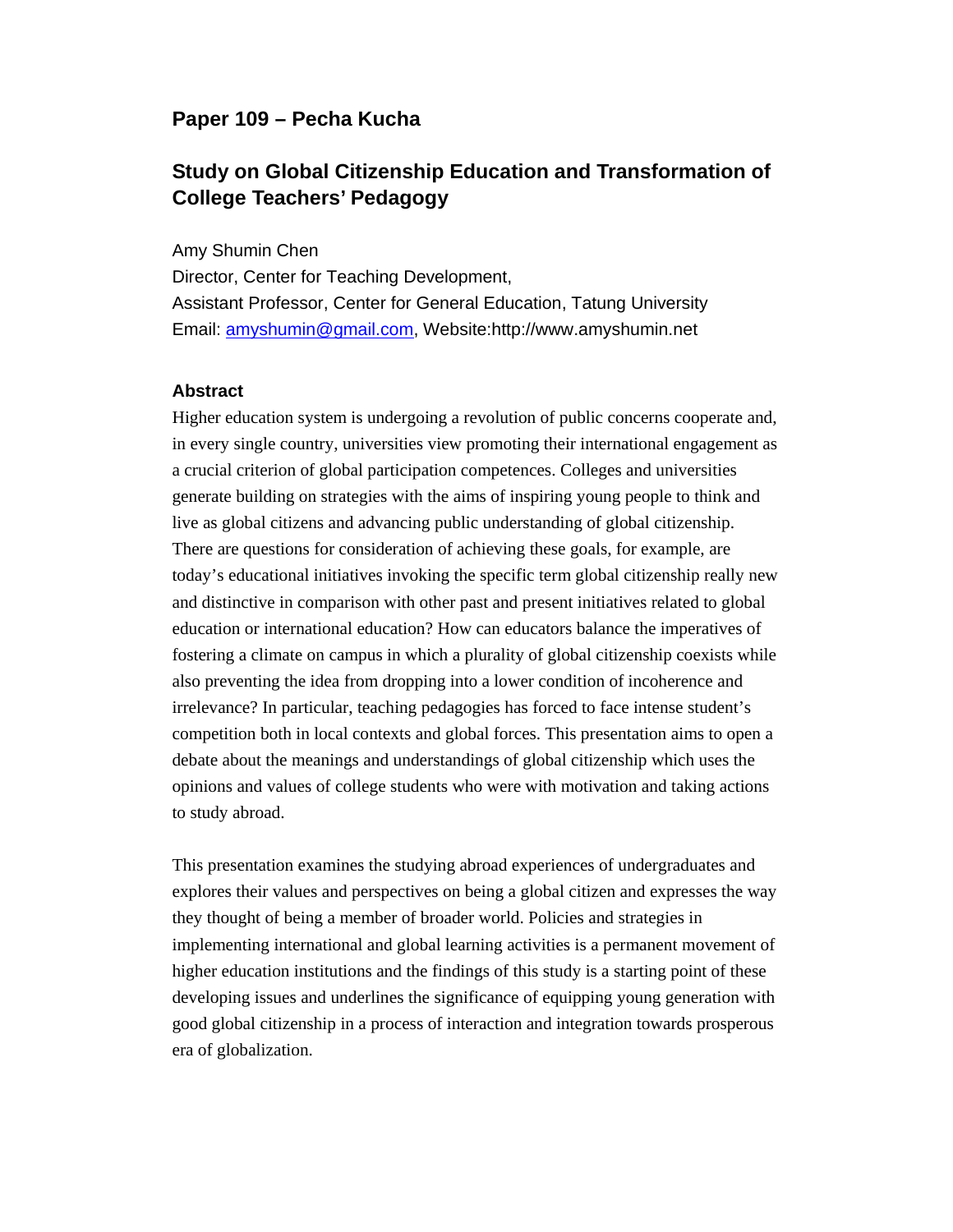## Paper 109 – Pecha Kucha

## Study on Global Citizenship Education and Transformation of College Teachers' Pedagogy

Amy Shumin Chen
Director, Center for Teaching Development,
Assistant Professor, Center for General Education, Tatung University
Email: amyshumin@gmail.com, Website:http://www.amyshumin.net

### Abstract

Higher education system is undergoing a revolution of public concerns cooperate and, in every single country, universities view promoting their international engagement as a crucial criterion of global participation competences. Colleges and universities generate building on strategies with the aims of inspiring young people to think and live as global citizens and advancing public understanding of global citizenship. There are questions for consideration of achieving these goals, for example, are today's educational initiatives invoking the specific term global citizenship really new and distinctive in comparison with other past and present initiatives related to global education or international education? How can educators balance the imperatives of fostering a climate on campus in which a plurality of global citizenship coexists while also preventing the idea from dropping into a lower condition of incoherence and irrelevance? In particular, teaching pedagogies has forced to face intense student's competition both in local contexts and global forces. This presentation aims to open a debate about the meanings and understandings of global citizenship which uses the opinions and values of college students who were with motivation and taking actions to study abroad.

This presentation examines the studying abroad experiences of undergraduates and explores their values and perspectives on being a global citizen and expresses the way they thought of being a member of broader world. Policies and strategies in implementing international and global learning activities is a permanent movement of higher education institutions and the findings of this study is a starting point of these developing issues and underlines the significance of equipping young generation with good global citizenship in a process of interaction and integration towards prosperous era of globalization.